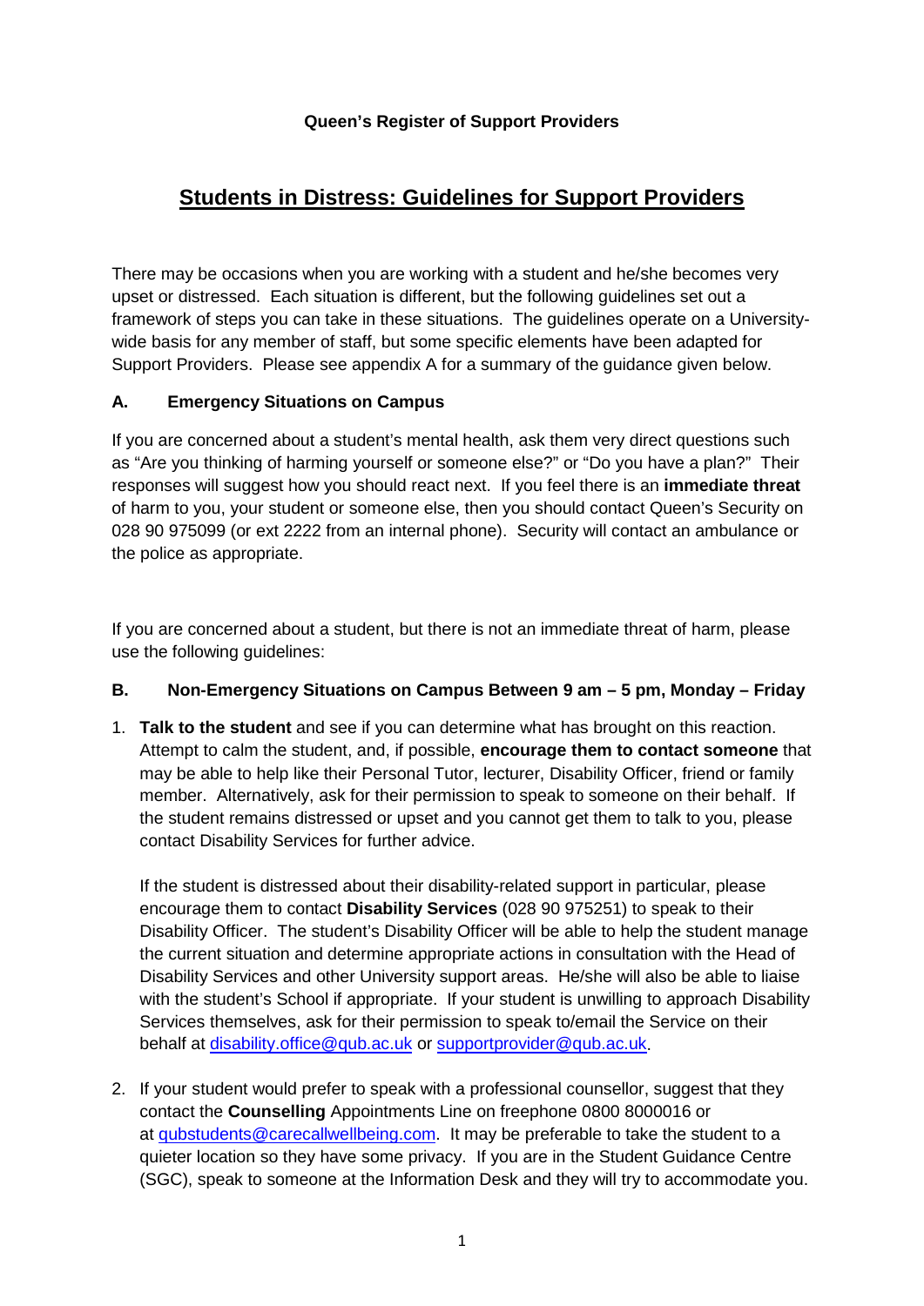**Queen's Register of Support Providers**

# Students in Distress: Guidelines for Support Providers

There may be occasions when you are working with a student and he/she becomes very upset or distressed. Each situation is different, but the following guidelines set out a framework of steps you can take in these situations. The guidelines operate on a University-wide basis for any member of staff, but some specific elements have been adapted for Support Providers. Please see appendix A for a summary of the guidance given below.

## A. Emergency Situations on Campus

If you are concerned about a student's mental health, ask them very direct questions such as "Are you thinking of harming yourself or someone else?" or "Do you have a plan?" Their responses will suggest how you should react next. If you feel there is an **immediate threat** of harm to you, your student or someone else, then you should contact Queen's Security on 028 90 975099 (or ext 2222 from an internal phone). Security will contact an ambulance or the police as appropriate.

If you are concerned about a student, but there is not an immediate threat of harm, please use the following guidelines:

## B. Non-Emergency Situations on Campus Between 9 am – 5 pm, Monday – Friday

1. **Talk to the student** and see if you can determine what has brought on this reaction. Attempt to calm the student, and, if possible, **encourage them to contact someone** that may be able to help like their Personal Tutor, lecturer, Disability Officer, friend or family member. Alternatively, ask for their permission to speak to someone on their behalf. If the student remains distressed or upset and you cannot get them to talk to you, please contact Disability Services for further advice.

   If the student is distressed about their disability-related support in particular, please encourage them to contact **Disability Services** (028 90 975251) to speak to their Disability Officer. The student's Disability Officer will be able to help the student manage the current situation and determine appropriate actions in consultation with the Head of Disability Services and other University support areas. He/she will also be able to liaise with the student's School if appropriate. If your student is unwilling to approach Disability Services themselves, ask for their permission to speak to/email the Service on their behalf at disability.office@qub.ac.uk or supportprovider@qub.ac.uk.

2. If your student would prefer to speak with a professional counsellor, suggest that they contact the **Counselling** Appointments Line on freephone 0800 8000016 or at qubstudents@carecallwellbeing.com. It may be preferable to take the student to a quieter location so they have some privacy. If you are in the Student Guidance Centre (SGC), speak to someone at the Information Desk and they will try to accommodate you.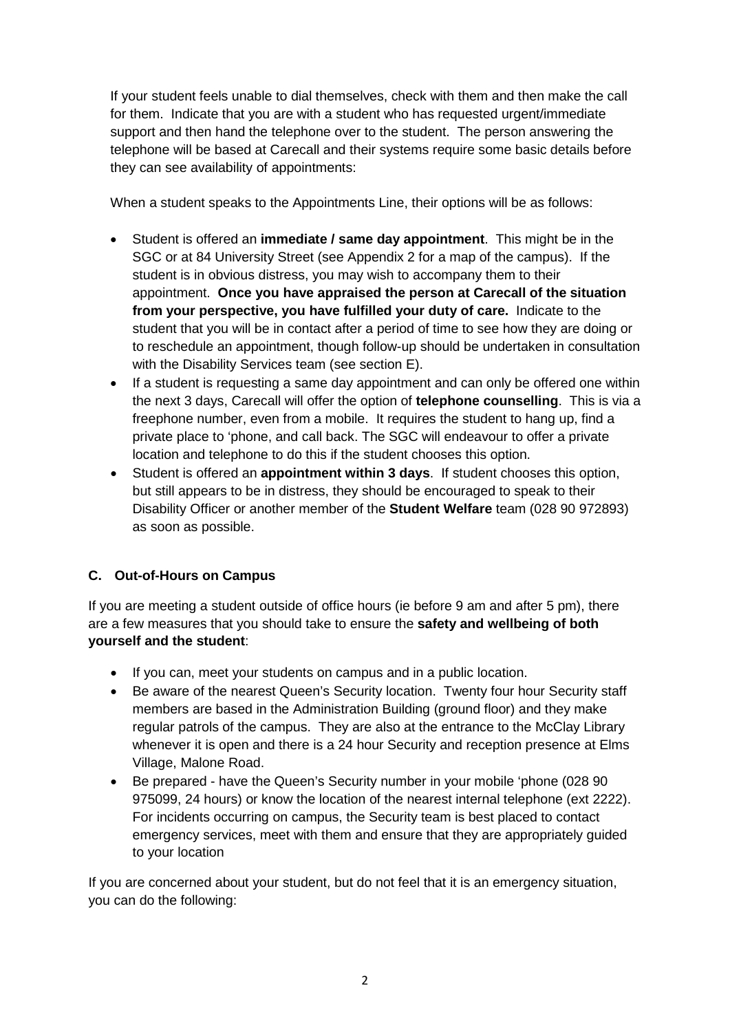If your student feels unable to dial themselves, check with them and then make the call for them. Indicate that you are with a student who has requested urgent/immediate support and then hand the telephone over to the student. The person answering the telephone will be based at Carecall and their systems require some basic details before they can see availability of appointments:

When a student speaks to the Appointments Line, their options will be as follows:

- Student is offered an **immediate / same day appointment**. This might be in the SGC or at 84 University Street (see Appendix 2 for a map of the campus). If the student is in obvious distress, you may wish to accompany them to their appointment. **Once you have appraised the person at Carecall of the situation from your perspective, you have fulfilled your duty of care.** Indicate to the student that you will be in contact after a period of time to see how they are doing or to reschedule an appointment, though follow-up should be undertaken in consultation with the Disability Services team (see section E).
- If a student is requesting a same day appointment and can only be offered one within the next 3 days, Carecall will offer the option of **telephone counselling**. This is via a freephone number, even from a mobile. It requires the student to hang up, find a private place to 'phone, and call back. The SGC will endeavour to offer a private location and telephone to do this if the student chooses this option.
- Student is offered an **appointment within 3 days**. If student chooses this option, but still appears to be in distress, they should be encouraged to speak to their Disability Officer or another member of the **Student Welfare** team (028 90 972893) as soon as possible.

### C. Out-of-Hours on Campus

If you are meeting a student outside of office hours (ie before 9 am and after 5 pm), there are a few measures that you should take to ensure the **safety and wellbeing of both yourself and the student**:

- If you can, meet your students on campus and in a public location.
- Be aware of the nearest Queen's Security location. Twenty four hour Security staff members are based in the Administration Building (ground floor) and they make regular patrols of the campus. They are also at the entrance to the McClay Library whenever it is open and there is a 24 hour Security and reception presence at Elms Village, Malone Road.
- Be prepared - have the Queen's Security number in your mobile 'phone (028 90 975099, 24 hours) or know the location of the nearest internal telephone (ext 2222). For incidents occurring on campus, the Security team is best placed to contact emergency services, meet with them and ensure that they are appropriately guided to your location

If you are concerned about your student, but do not feel that it is an emergency situation, you can do the following: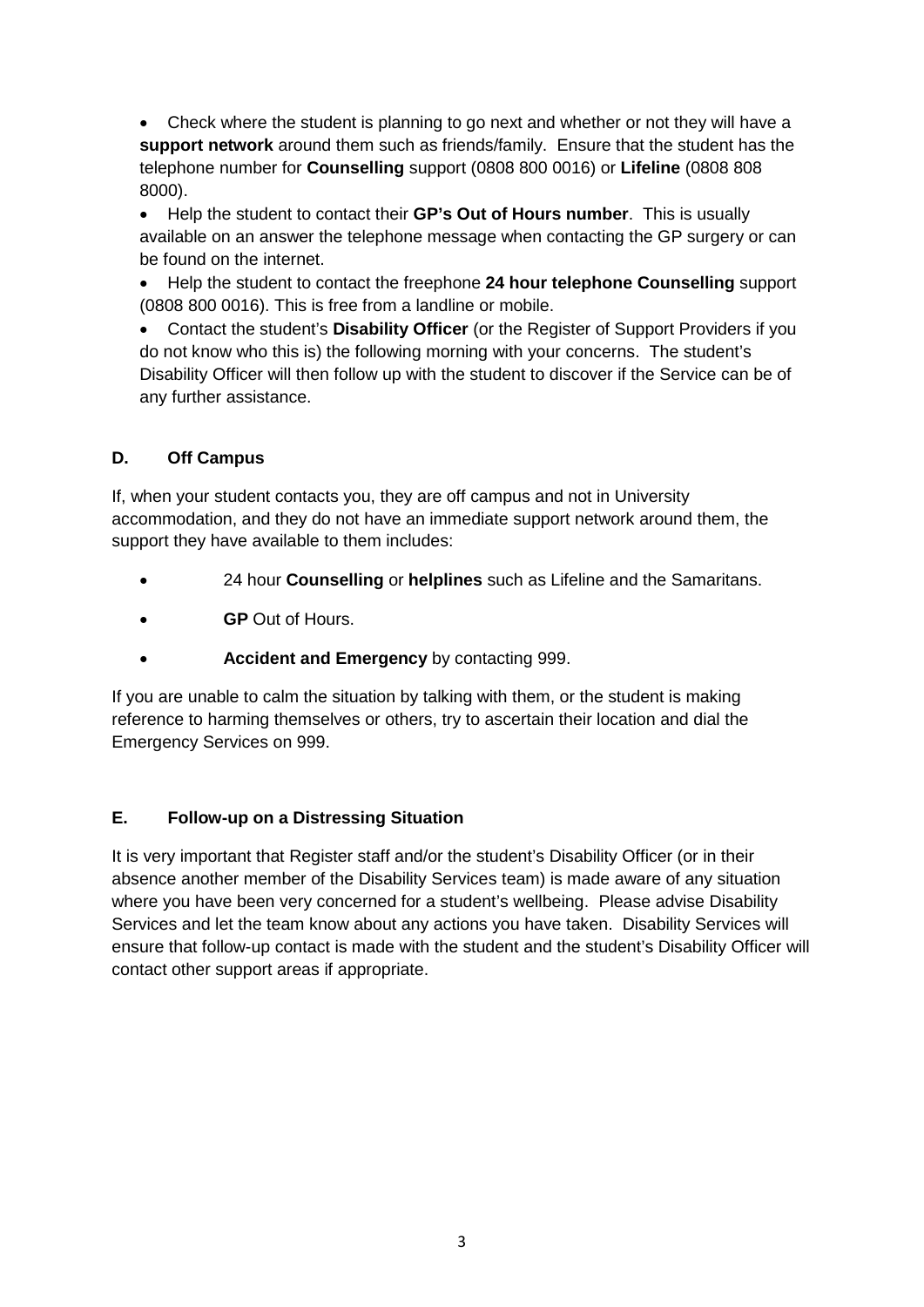- Check where the student is planning to go next and whether or not they will have a **support network** around them such as friends/family. Ensure that the student has the telephone number for **Counselling** support (0808 800 0016) or **Lifeline** (0808 808 8000).
- Help the student to contact their **GP's Out of Hours number**. This is usually available on an answer the telephone message when contacting the GP surgery or can be found on the internet.
- Help the student to contact the freephone **24 hour telephone Counselling** support (0808 800 0016). This is free from a landline or mobile.
- Contact the student's **Disability Officer** (or the Register of Support Providers if you do not know who this is) the following morning with your concerns. The student's Disability Officer will then follow up with the student to discover if the Service can be of any further assistance.

### D. Off Campus

If, when your student contacts you, they are off campus and not in University accommodation, and they do not have an immediate support network around them, the support they have available to them includes:

- 24 hour **Counselling** or **helplines** such as Lifeline and the Samaritans.
- **GP** Out of Hours.
- **Accident and Emergency** by contacting 999.

If you are unable to calm the situation by talking with them, or the student is making reference to harming themselves or others, try to ascertain their location and dial the Emergency Services on 999.

### E. Follow-up on a Distressing Situation

It is very important that Register staff and/or the student's Disability Officer (or in their absence another member of the Disability Services team) is made aware of any situation where you have been very concerned for a student's wellbeing. Please advise Disability Services and let the team know about any actions you have taken. Disability Services will ensure that follow-up contact is made with the student and the student's Disability Officer will contact other support areas if appropriate.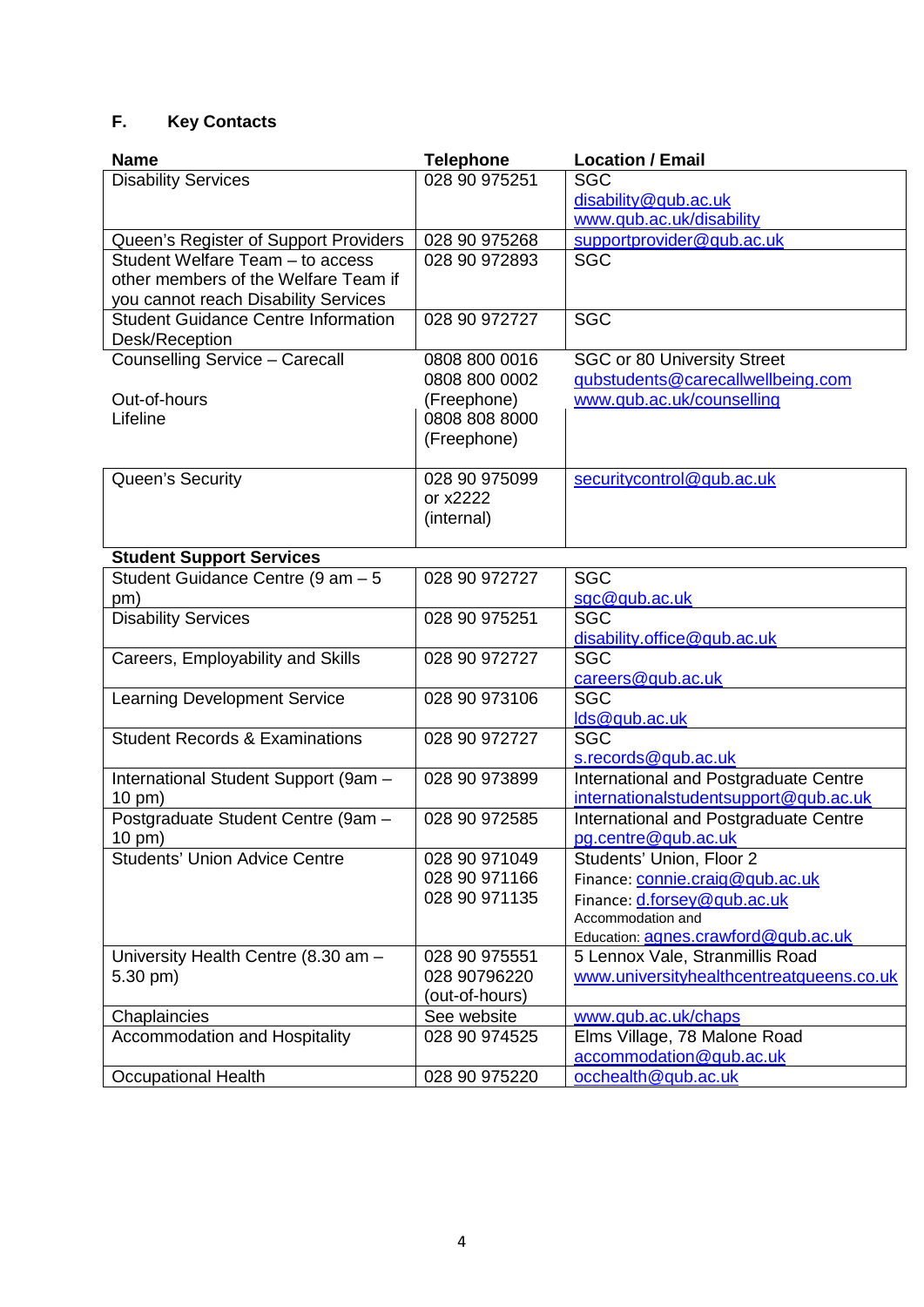## F. Key Contacts

| Name | Telephone | Location / Email |
|---|---|---|
| Disability Services | 028 90 975251 | SGC<br>disability@qub.ac.uk<br>www.qub.ac.uk/disability |
| Queen's Register of Support Providers | 028 90 975268 | supportprovider@qub.ac.uk |
| Student Welfare Team – to access other members of the Welfare Team if you cannot reach Disability Services | 028 90 972893 | SGC |
| Student Guidance Centre Information Desk/Reception | 028 90 972727 | SGC |
| Counselling Service – Carecall<br><br>Out-of-hours<br>Lifeline | 0808 800 0016<br>0808 800 0002<br>(Freephone)<br>0808 808 8000<br>(Freephone) | SGC or 80 University Street<br>qubstudents@carecallwellbeing.com<br>www.qub.ac.uk/counselling |
| Queen's Security | 028 90 975099<br>or x2222<br>(internal) | securitycontrol@qub.ac.uk |
| **Student Support Services** | | |
| Student Guidance Centre (9 am – 5 pm) | 028 90 972727 | SGC<br>sgc@qub.ac.uk |
| Disability Services | 028 90 975251 | SGC<br>disability.office@qub.ac.uk |
| Careers, Employability and Skills | 028 90 972727 | SGC<br>careers@qub.ac.uk |
| Learning Development Service | 028 90 973106 | SGC<br>lds@qub.ac.uk |
| Student Records & Examinations | 028 90 972727 | SGC<br>s.records@qub.ac.uk |
| International Student Support (9am – 10 pm) | 028 90 973899 | International and Postgraduate Centre<br>internationalstudentsupport@qub.ac.uk |
| Postgraduate Student Centre (9am – 10 pm) | 028 90 972585 | International and Postgraduate Centre<br>pg.centre@qub.ac.uk |
| Students' Union Advice Centre | 028 90 971049<br>028 90 971166<br>028 90 971135 | Students' Union, Floor 2<br>Finance: connie.craig@qub.ac.uk<br>Finance: d.forsey@qub.ac.uk<br>Accommodation and Education: agnes.crawford@qub.ac.uk |
| University Health Centre (8.30 am – 5.30 pm) | 028 90 975551<br>028 90796220<br>(out-of-hours) | 5 Lennox Vale, Stranmillis Road<br>www.universityhealthcentreatqueens.co.uk |
| Chaplaincies | See website | www.qub.ac.uk/chaps |
| Accommodation and Hospitality | 028 90 974525 | Elms Village, 78 Malone Road<br>accommodation@qub.ac.uk |
| Occupational Health | 028 90 975220 | occhealth@qub.ac.uk |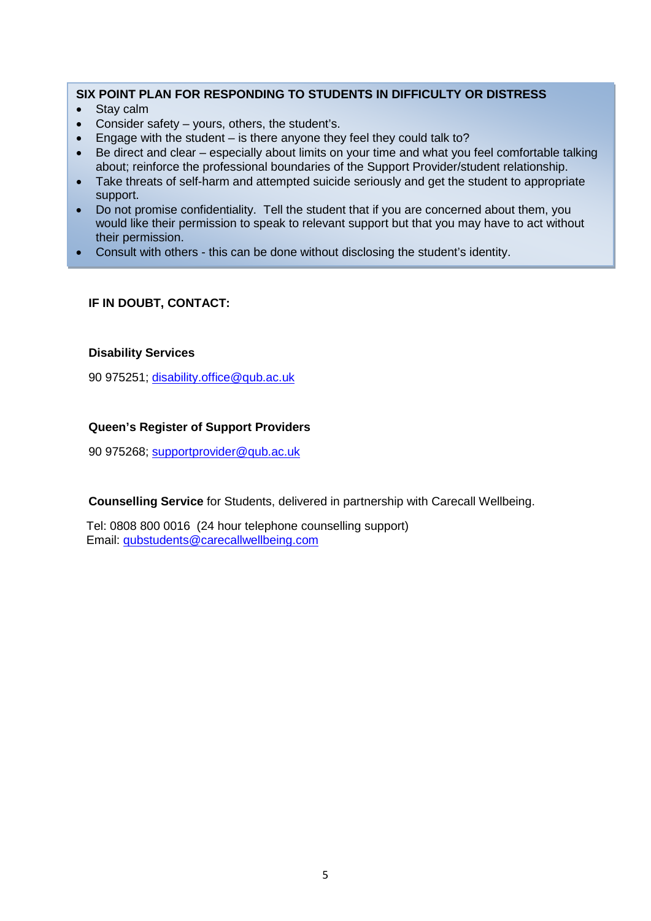## SIX POINT PLAN FOR RESPONDING TO STUDENTS IN DIFFICULTY OR DISTRESS

- Stay calm
- Consider safety – yours, others, the student's.
- Engage with the student – is there anyone they feel they could talk to?
- Be direct and clear – especially about limits on your time and what you feel comfortable talking about; reinforce the professional boundaries of the Support Provider/student relationship.
- Take threats of self-harm and attempted suicide seriously and get the student to appropriate support.
- Do not promise confidentiality. Tell the student that if you are concerned about them, you would like their permission to speak to relevant support but that you may have to act without their permission.
- Consult with others - this can be done without disclosing the student's identity.

**IF IN DOUBT, CONTACT:**

**Disability Services**

90 975251; disability.office@qub.ac.uk

**Queen's Register of Support Providers**

90 975268; supportprovider@qub.ac.uk

**Counselling Service** for Students, delivered in partnership with Carecall Wellbeing.

Tel: 0808 800 0016 (24 hour telephone counselling support)
Email: qubstudents@carecallwellbeing.com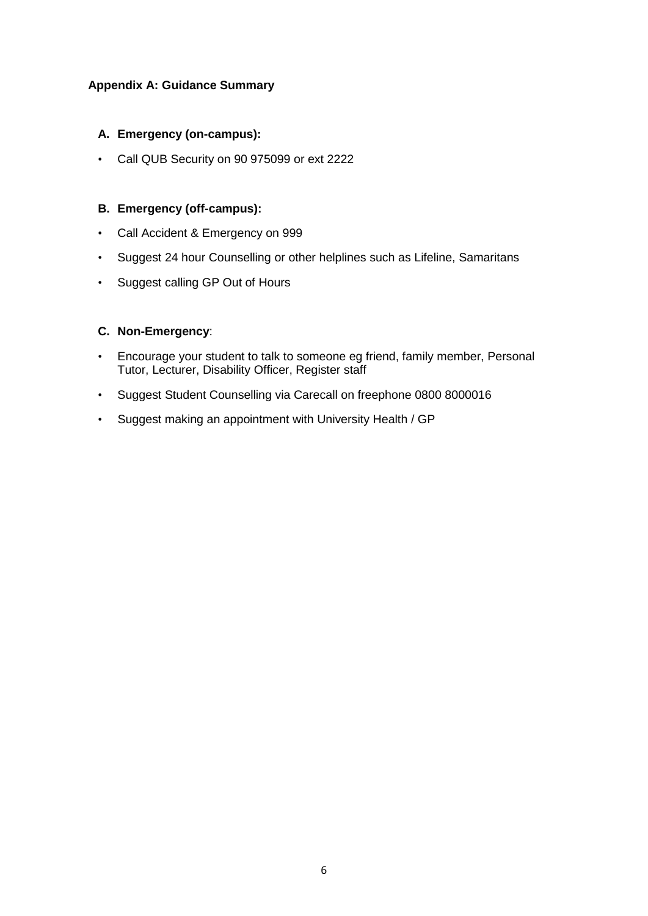## Appendix A: Guidance Summary

### A. Emergency (on-campus):

- Call QUB Security on 90 975099 or ext 2222

### B. Emergency (off-campus):

- Call Accident & Emergency on 999
- Suggest 24 hour Counselling or other helplines such as Lifeline, Samaritans
- Suggest calling GP Out of Hours

### C. Non-Emergency:

- Encourage your student to talk to someone eg friend, family member, Personal Tutor, Lecturer, Disability Officer, Register staff
- Suggest Student Counselling via Carecall on freephone 0800 8000016
- Suggest making an appointment with University Health / GP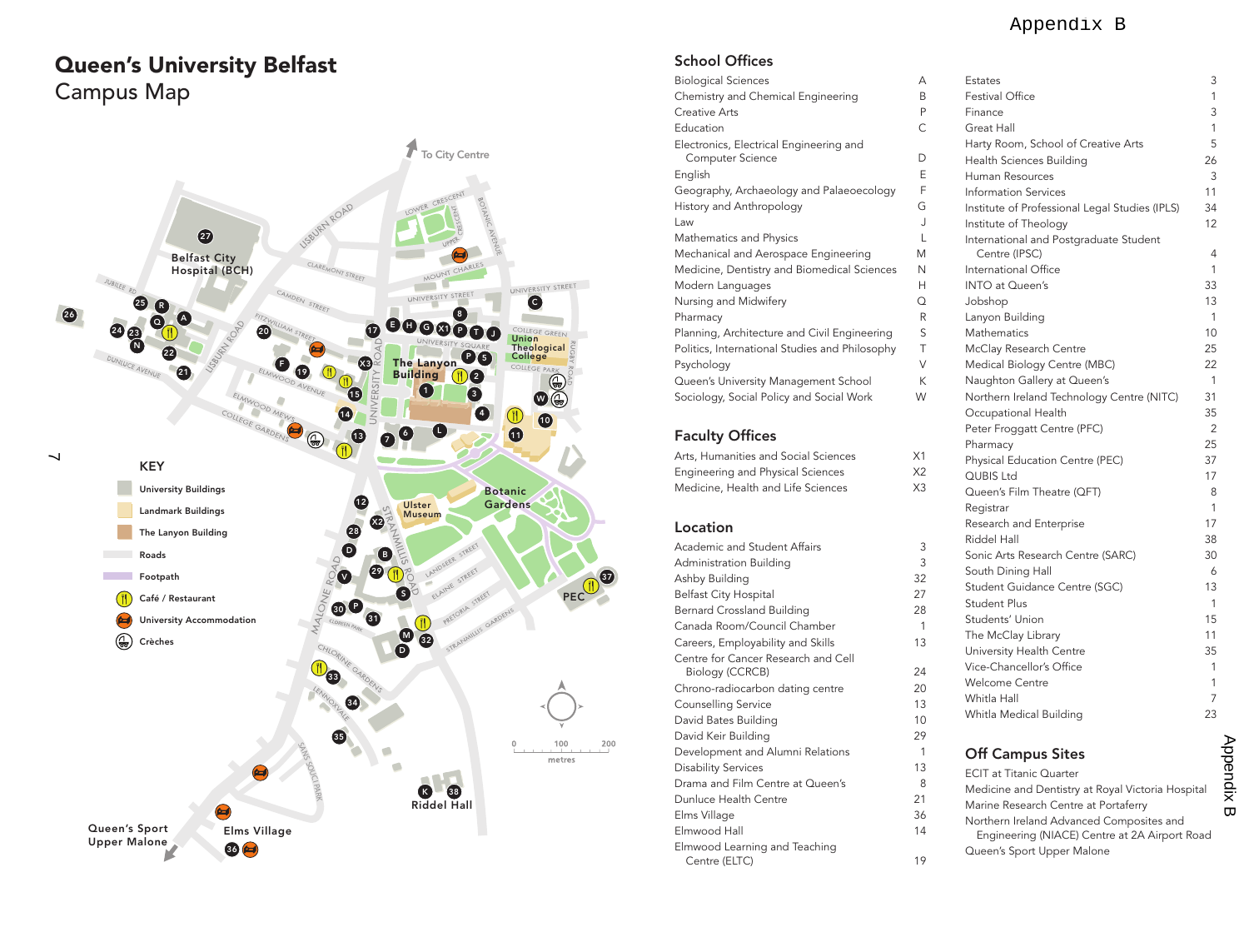# Queen's University Belfast
## Campus Map

### KEY

- University Buildings
- Landmark Buildings
- The Lanyon Building
- Roads
- Footpath
- Café / Restaurant
- University Accommodation
- Crèches

## School Offices

| | |
|---|---|
| Biological Sciences | A |
| Chemistry and Chemical Engineering | B |
| Creative Arts | P |
| Education | C |
| Electronics, Electrical Engineering and Computer Science | D |
| English | E |
| Geography, Archaeology and Palaeoecology | F |
| History and Anthropology | G |
| Law | J |
| Mathematics and Physics | L |
| Mechanical and Aerospace Engineering | M |
| Medicine, Dentistry and Biomedical Sciences | N |
| Modern Languages | H |
| Nursing and Midwifery | Q |
| Pharmacy | R |
| Planning, Architecture and Civil Engineering | S |
| Politics, International Studies and Philosophy | T |
| Psychology | V |
| Queen's University Management School | K |
| Sociology, Social Policy and Social Work | W |

## Faculty Offices

| | |
|---|---|
| Arts, Humanities and Social Sciences | X1 |
| Engineering and Physical Sciences | X2 |
| Medicine, Health and Life Sciences | X3 |

## Location

| | |
|---|---|
| Academic and Student Affairs | 3 |
| Administration Building | 3 |
| Ashby Building | 32 |
| Belfast City Hospital | 27 |
| Bernard Crossland Building | 28 |
| Canada Room/Council Chamber | 1 |
| Careers, Employability and Skills | 13 |
| Centre for Cancer Research and Cell Biology (CCRCB) | 24 |
| Chrono-radiocarbon dating centre | 20 |
| Counselling Service | 13 |
| David Bates Building | 10 |
| David Keir Building | 29 |
| Development and Alumni Relations | 1 |
| Disability Services | 13 |
| Drama and Film Centre at Queen's | 8 |
| Dunluce Health Centre | 21 |
| Elms Village | 36 |
| Elmwood Hall | 14 |
| Elmwood Learning and Teaching Centre (ELTC) | 19 |
| Estates | 3 |
| Festival Office | 1 |
| Finance | 3 |
| Great Hall | 1 |
| Harty Room, School of Creative Arts | 5 |
| Health Sciences Building | 26 |
| Human Resources | 3 |
| Information Services | 11 |
| Institute of Professional Legal Studies (IPLS) | 34 |
| Institute of Theology | 12 |
| International and Postgraduate Student Centre (IPSC) | 4 |
| International Office | 1 |
| INTO at Queen's | 33 |
| Jobshop | 13 |
| Lanyon Building | 1 |
| Mathematics | 10 |
| McClay Research Centre | 25 |
| Medical Biology Centre (MBC) | 22 |
| Naughton Gallery at Queen's | 1 |
| Northern Ireland Technology Centre (NITC) | 31 |
| Occupational Health | 35 |
| Peter Froggatt Centre (PFC) | 2 |
| Pharmacy | 25 |
| Physical Education Centre (PEC) | 37 |
| QUBIS Ltd | 17 |
| Queen's Film Theatre (QFT) | 8 |
| Registrar | 1 |
| Research and Enterprise | 17 |
| Riddel Hall | 38 |
| Sonic Arts Research Centre (SARC) | 30 |
| South Dining Hall | 6 |
| Student Guidance Centre (SGC) | 13 |
| Student Plus | 1 |
| Students' Union | 15 |
| The McClay Library | 11 |
| University Health Centre | 35 |
| Vice-Chancellor's Office | 1 |
| Welcome Centre | 1 |
| Whitla Hall | 7 |
| Whitla Medical Building | 23 |

## Off Campus Sites

- ECIT at Titanic Quarter
- Medicine and Dentistry at Royal Victoria Hospital
- Marine Research Centre at Portaferry
- Northern Ireland Advanced Composites and Engineering (NIACE) Centre at 2A Airport Road
- Queen's Sport Upper Malone